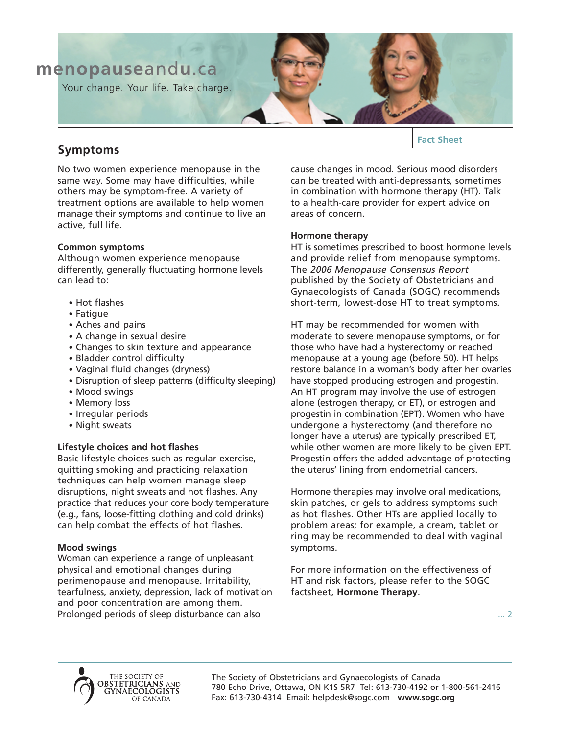menopauseandu.ca

Your change. Your life. Take charge.

Fact Sheet

## Symptoms

No two women experience menopause in the same way. Some may have difficulties, while others may be symptom-free. A variety of treatment options are available to help women manage their symptoms and continue to live an active, full life.

**Common symptoms**

Although women experience menopause differently, generally fluctuating hormone levels can lead to:

- Hot flashes
- Fatigue
- Aches and pains
- A change in sexual desire
- Changes to skin texture and appearance
- Bladder control difficulty
- Vaginal fluid changes (dryness)
- Disruption of sleep patterns (difficulty sleeping)
- Mood swings
- Memory loss
- Irregular periods
- Night sweats

**Lifestyle choices and hot flashes**

Basic lifestyle choices such as regular exercise, quitting smoking and practicing relaxation techniques can help women manage sleep disruptions, night sweats and hot flashes. Any practice that reduces your core body temperature (e.g., fans, loose-fitting clothing and cold drinks) can help combat the effects of hot flashes.

**Mood swings**

Woman can experience a range of unpleasant physical and emotional changes during perimenopause and menopause. Irritability, tearfulness, anxiety, depression, lack of motivation and poor concentration are among them. Prolonged periods of sleep disturbance can also cause changes in mood. Serious mood disorders can be treated with anti-depressants, sometimes in combination with hormone therapy (HT). Talk to a health-care provider for expert advice on areas of concern.

**Hormone therapy**

HT is sometimes prescribed to boost hormone levels and provide relief from menopause symptoms. The *2006 Menopause Consensus Report* published by the Society of Obstetricians and Gynaecologists of Canada (SOGC) recommends short-term, lowest-dose HT to treat symptoms.

HT may be recommended for women with moderate to severe menopause symptoms, or for those who have had a hysterectomy or reached menopause at a young age (before 50). HT helps restore balance in a woman's body after her ovaries have stopped producing estrogen and progestin. An HT program may involve the use of estrogen alone (estrogen therapy, or ET), or estrogen and progestin in combination (EPT). Women who have undergone a hysterectomy (and therefore no longer have a uterus) are typically prescribed ET, while other women are more likely to be given EPT. Progestin offers the added advantage of protecting the uterus' lining from endometrial cancers.

Hormone therapies may involve oral medications, skin patches, or gels to address symptoms such as hot flashes. Other HTs are applied locally to problem areas; for example, a cream, tablet or ring may be recommended to deal with vaginal symptoms.

For more information on the effectiveness of HT and risk factors, please refer to the SOGC factsheet, **Hormone Therapy**.

... 2

The Society of Obstetricians and Gynaecologists of Canada
780 Echo Drive, Ottawa, ON K1S 5R7 Tel: 613-730-4192 or 1-800-561-2416
Fax: 613-730-4314 Email: helpdesk@sogc.com **www.sogc.org**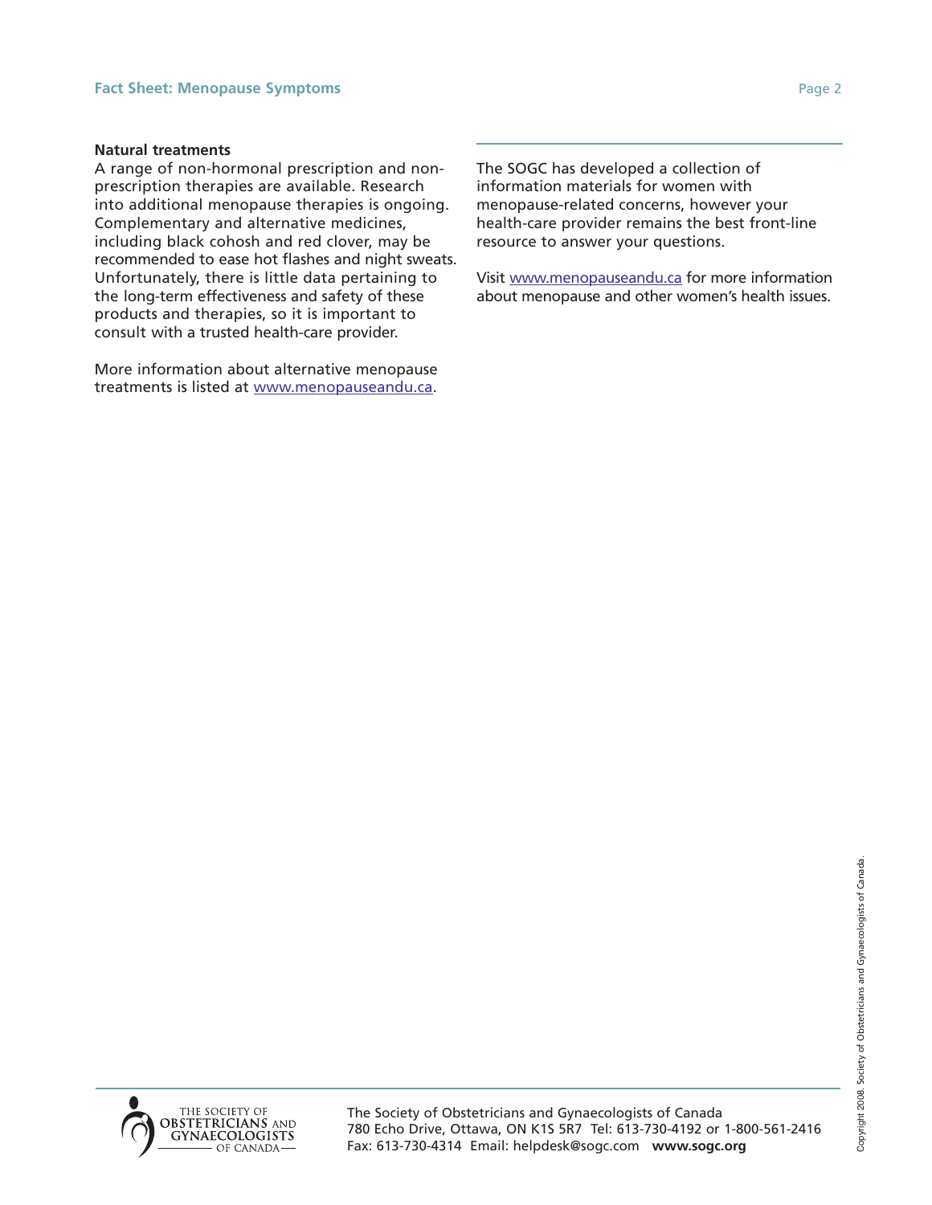**Natural treatments**

A range of non-hormonal prescription and non-prescription therapies are available. Research into additional menopause therapies is ongoing. Complementary and alternative medicines, including black cohosh and red clover, may be recommended to ease hot flashes and night sweats. Unfortunately, there is little data pertaining to the long-term effectiveness and safety of these products and therapies, so it is important to consult with a trusted health-care provider.

More information about alternative menopause treatments is listed at www.menopauseandu.ca.

---

The SOGC has developed a collection of information materials for women with menopause-related concerns, however your health-care provider remains the best front-line resource to answer your questions.

Visit www.menopauseandu.ca for more information about menopause and other women's health issues.

---

THE SOCIETY OF OBSTETRICIANS AND GYNAECOLOGISTS OF CANADA

The Society of Obstetricians and Gynaecologists of Canada
780 Echo Drive, Ottawa, ON K1S 5R7 Tel: 613-730-4192 or 1-800-561-2416
Fax: 613-730-4314 Email: helpdesk@sogc.com **www.sogc.org**

Copyright 2008. Society of Obstetricians and Gynaecologists of Canada.